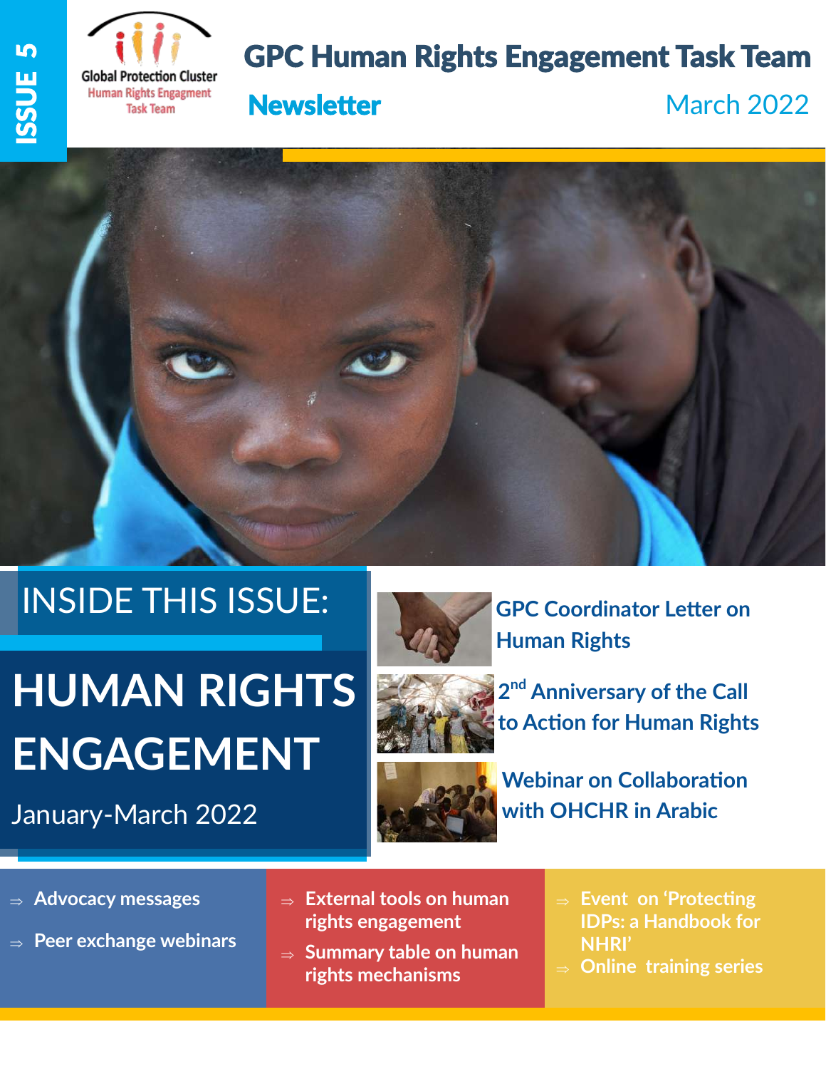ISSUE 5

Global Protection Cluster
Human Rights Engagment
Task Team

# GPC Human Rights Engagement Task Team

## Newsletter

March 2022

INSIDE THIS ISSUE:

# HUMAN RIGHTS ENGAGEMENT

January-March 2022

### GPC Coordinator Letter on Human Rights

### 2nd Anniversary of the Call to Action for Human Rights

### Webinar on Collaboration with OHCHR in Arabic

- Advocacy messages
- Peer exchange webinars
- External tools on human rights engagement
- Summary table on human rights mechanisms
- Event on 'Protecting IDPs: a Handbook for NHRI'
- Online training series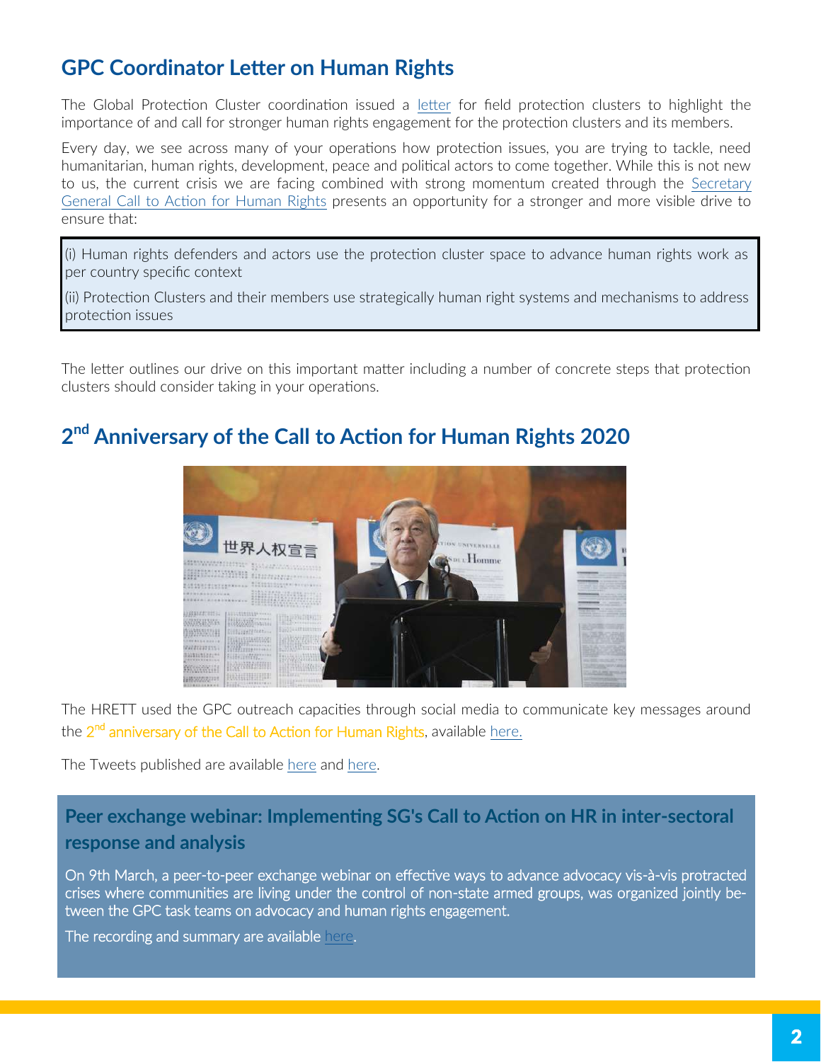## GPC Coordinator Letter on Human Rights

The Global Protection Cluster coordination issued a letter for field protection clusters to highlight the importance of and call for stronger human rights engagement for the protection clusters and its members.

Every day, we see across many of your operations how protection issues, you are trying to tackle, need humanitarian, human rights, development, peace and political actors to come together. While this is not new to us, the current crisis we are facing combined with strong momentum created through the Secretary General Call to Action for Human Rights presents an opportunity for a stronger and more visible drive to ensure that:

(i) Human rights defenders and actors use the protection cluster space to advance human rights work as per country specific context

(ii) Protection Clusters and their members use strategically human right systems and mechanisms to address protection issues

The letter outlines our drive on this important matter including a number of concrete steps that protection clusters should consider taking in your operations.

## 2nd Anniversary of the Call to Action for Human Rights 2020

The HRETT used the GPC outreach capacities through social media to communicate key messages around the 2nd anniversary of the Call to Action for Human Rights, available here.

The Tweets published are available here and here.

### Peer exchange webinar: Implementing SG's Call to Action on HR in inter-sectoral response and analysis

On 9th March, a peer-to-peer exchange webinar on effective ways to advance advocacy vis-à-vis protracted crises where communities are living under the control of non-state armed groups, was organized jointly between the GPC task teams on advocacy and human rights engagement.

The recording and summary are available here.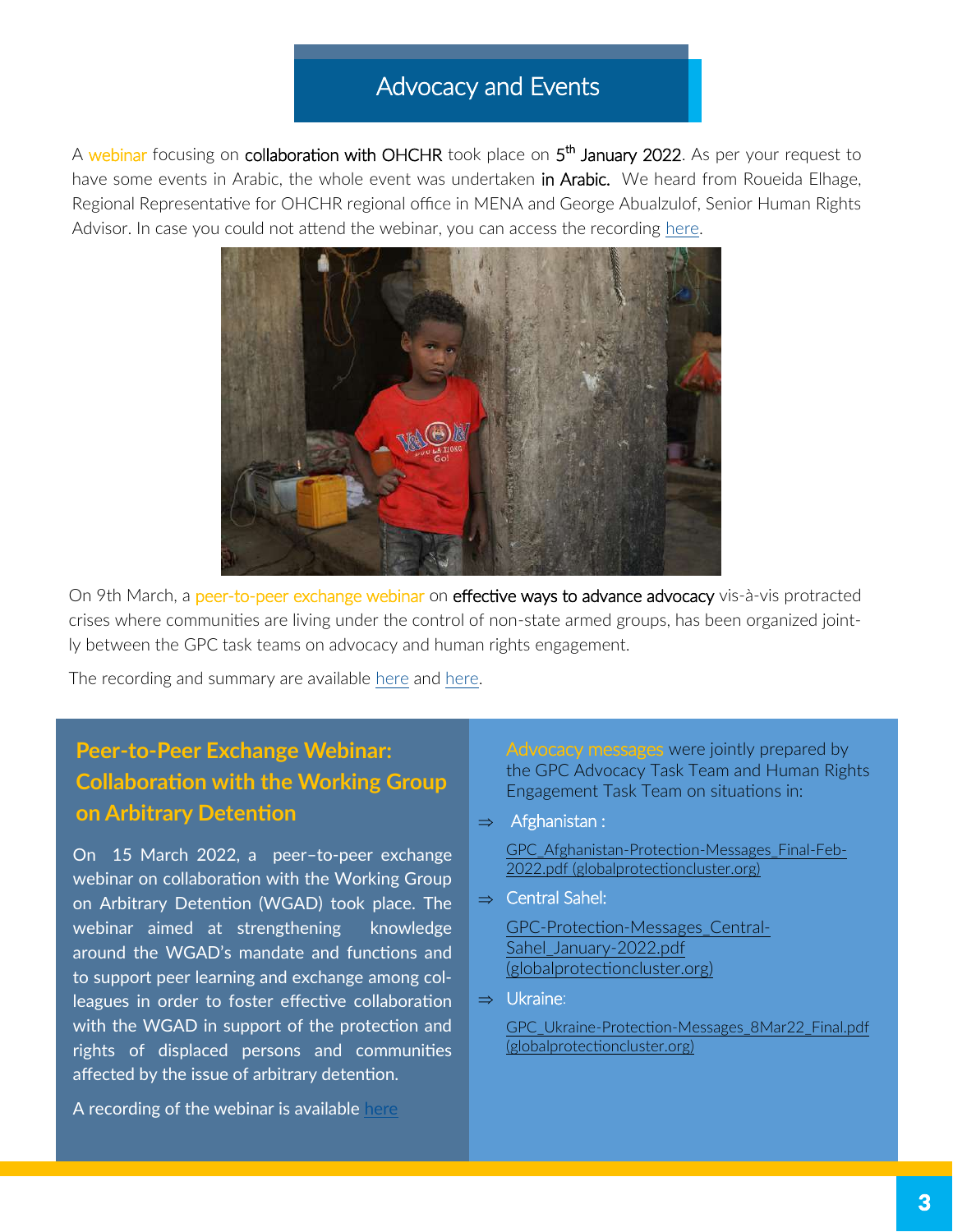# Advocacy and Events

A webinar focusing on collaboration with OHCHR took place on 5th January 2022. As per your request to have some events in Arabic, the whole event was undertaken in Arabic. We heard from Roueida Elhage, Regional Representative for OHCHR regional office in MENA and George Abualzulof, Senior Human Rights Advisor. In case you could not attend the webinar, you can access the recording here.

On 9th March, a peer-to-peer exchange webinar on effective ways to advance advocacy vis-à-vis protracted crises where communities are living under the control of non-state armed groups, has been organized jointly between the GPC task teams on advocacy and human rights engagement.

The recording and summary are available here and here.

## Peer-to-Peer Exchange Webinar: Collaboration with the Working Group on Arbitrary Detention

On 15 March 2022, a peer–to-peer exchange webinar on collaboration with the Working Group on Arbitrary Detention (WGAD) took place. The webinar aimed at strengthening knowledge around the WGAD's mandate and functions and to support peer learning and exchange among colleagues in order to foster effective collaboration with the WGAD in support of the protection and rights of displaced persons and communities affected by the issue of arbitrary detention.

A recording of the webinar is available here

Advocacy messages were jointly prepared by the GPC Advocacy Task Team and Human Rights Engagement Task Team on situations in:

- Afghanistan :

  GPC_Afghanistan-Protection-Messages_Final-Feb-2022.pdf (globalprotectioncluster.org)

- Central Sahel:

  GPC-Protection-Messages_Central-Sahel_January-2022.pdf (globalprotectioncluster.org)

- Ukraine:

  GPC_Ukraine-Protection-Messages_8Mar22_Final.pdf (globalprotectioncluster.org)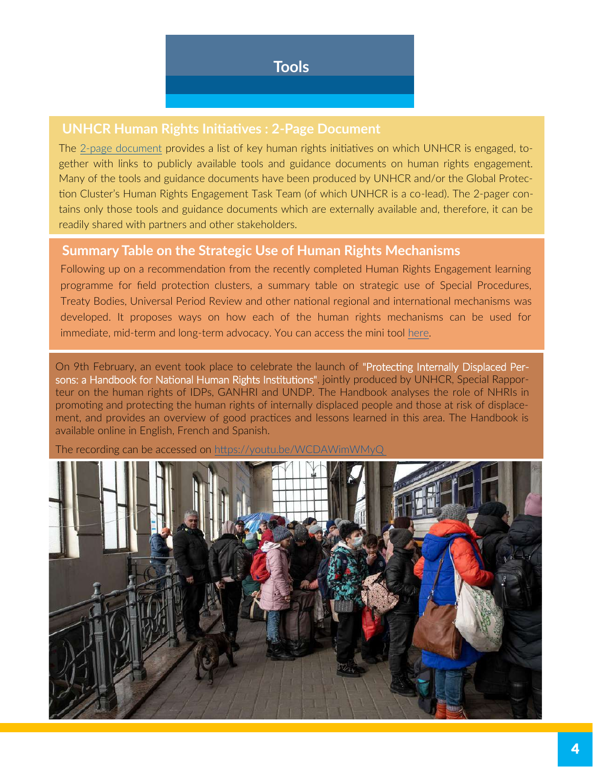# Tools

## UNHCR Human Rights Initiatives : 2-Page Document

The 2-page document provides a list of key human rights initiatives on which UNHCR is engaged, together with links to publicly available tools and guidance documents on human rights engagement. Many of the tools and guidance documents have been produced by UNHCR and/or the Global Protection Cluster's Human Rights Engagement Task Team (of which UNHCR is a co-lead). The 2-pager contains only those tools and guidance documents which are externally available and, therefore, it can be readily shared with partners and other stakeholders.

## Summary Table on the Strategic Use of Human Rights Mechanisms

Following up on a recommendation from the recently completed Human Rights Engagement learning programme for field protection clusters, a summary table on strategic use of Special Procedures, Treaty Bodies, Universal Period Review and other national regional and international mechanisms was developed. It proposes ways on how each of the human rights mechanisms can be used for immediate, mid-term and long-term advocacy. You can access the mini tool here.

On 9th February, an event took place to celebrate the launch of "Protecting Internally Displaced Persons: a Handbook for National Human Rights Institutions", jointly produced by UNHCR, Special Rapporteur on the human rights of IDPs, GANHRI and UNDP. The Handbook analyses the role of NHRIs in promoting and protecting the human rights of internally displaced people and those at risk of displacement, and provides an overview of good practices and lessons learned in this area. The Handbook is available online in English, French and Spanish.

The recording can be accessed on https://youtu.be/WCDAWimWMyQ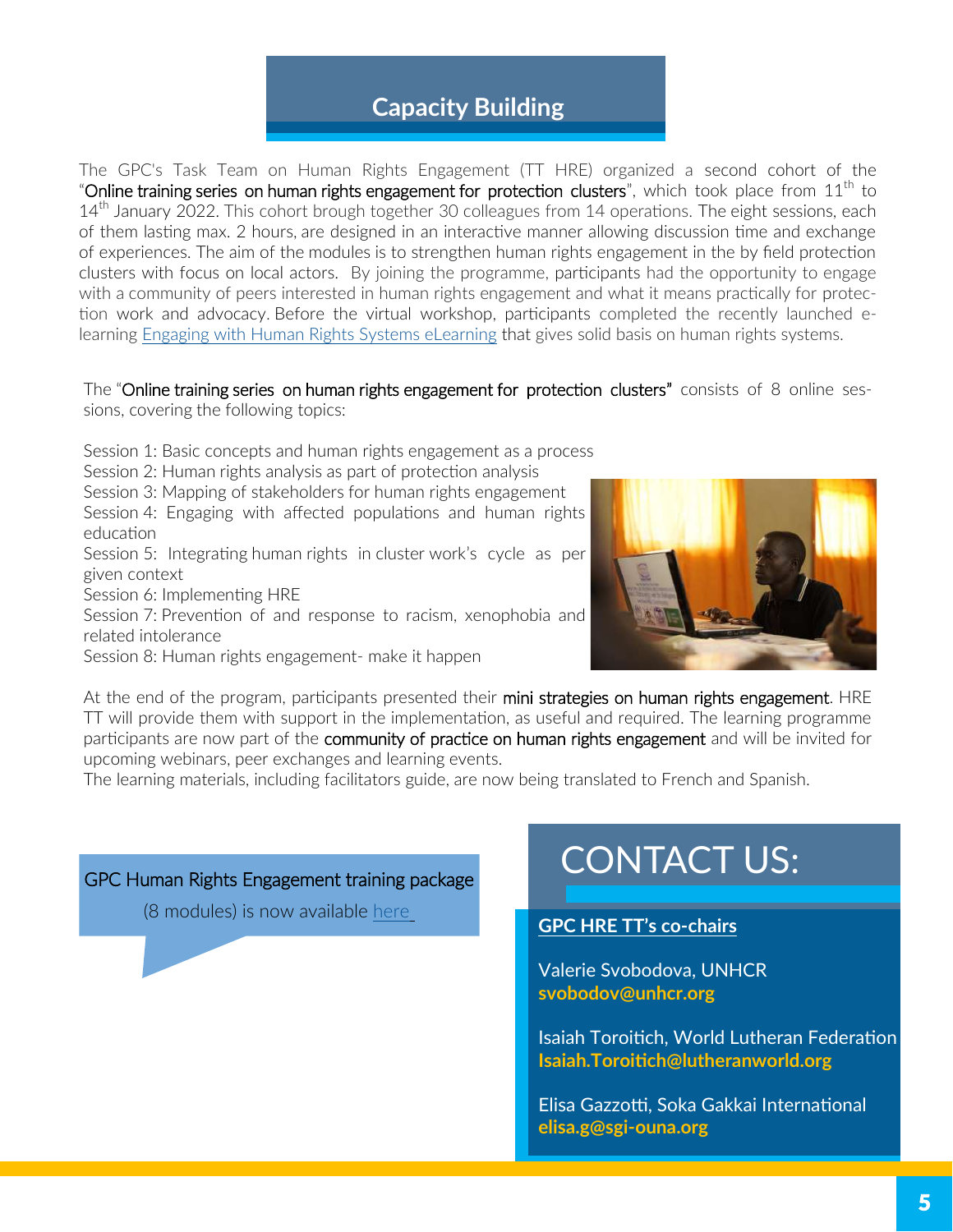## Capacity Building

The GPC's Task Team on Human Rights Engagement (TT HRE) organized a second cohort of the "**Online training series on human rights engagement for protection clusters**", which took place from 11th to 14th January 2022. This cohort brough together 30 colleagues from 14 operations. The eight sessions, each of them lasting max. 2 hours, are designed in an interactive manner allowing discussion time and exchange of experiences. The aim of the modules is to strengthen human rights engagement in the by field protection clusters with focus on local actors. By joining the programme, participants had the opportunity to engage with a community of peers interested in human rights engagement and what it means practically for protection work and advocacy. Before the virtual workshop, participants completed the recently launched e-learning Engaging with Human Rights Systems eLearning that gives solid basis on human rights systems.

The "**Online training series on human rights engagement for protection clusters"** consists of 8 online sessions, covering the following topics:

Session 1: Basic concepts and human rights engagement as a process
Session 2: Human rights analysis as part of protection analysis
Session 3: Mapping of stakeholders for human rights engagement
Session 4: Engaging with affected populations and human rights education
Session 5: Integrating human rights in cluster work's cycle as per given context
Session 6: Implementing HRE
Session 7: Prevention of and response to racism, xenophobia and related intolerance
Session 8: Human rights engagement- make it happen

At the end of the program, participants presented their **mini strategies on human rights engagement**. HRE TT will provide them with support in the implementation, as useful and required. The learning programme participants are now part of the **community of practice on human rights engagement** and will be invited for upcoming webinars, peer exchanges and learning events.
The learning materials, including facilitators guide, are now being translated to French and Spanish.

GPC Human Rights Engagement training package (8 modules) is now available here

## CONTACT US:

**GPC HRE TT's co-chairs**

Valerie Svobodova, UNHCR
**svobodov@unhcr.org**

Isaiah Toroitich, World Lutheran Federation
**Isaiah.Toroitich@lutheranworld.org**

Elisa Gazzotti, Soka Gakkai International
**elisa.g@sgi-ouna.org**